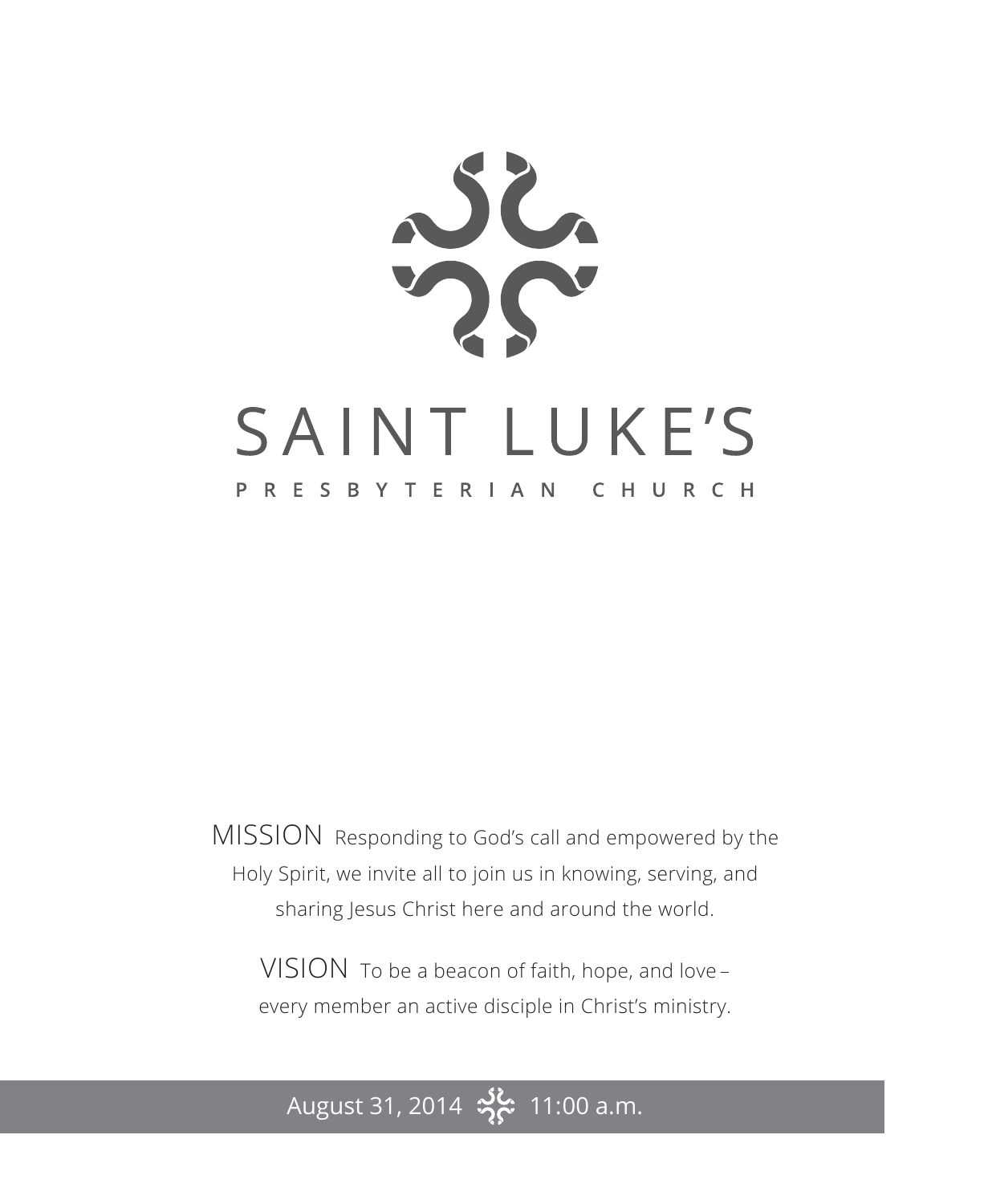# SAINT LUKE'S

## PRESBYTERIAN CHURCH

MISSION Responding to God's call and empowered by the Holy Spirit, we invite all to join us in knowing, serving, and sharing Jesus Christ here and around the world.

VISION To be a beacon of faith, hope, and love – every member an active disciple in Christ's ministry.

August 31, 2014 11:00 a.m.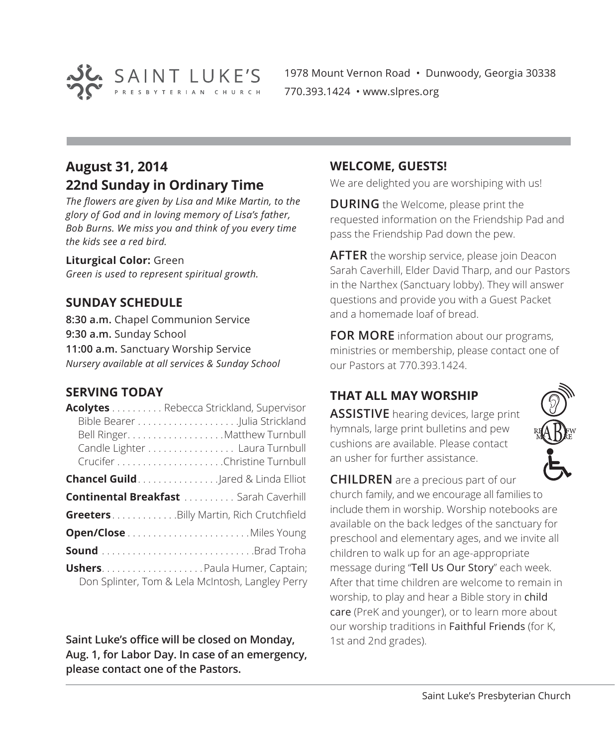SAINT LUKE'S PRESBYTERIAN CHURCH

1978 Mount Vernon Road • Dunwoody, Georgia 30338
770.393.1424 • www.slpres.org

## August 31, 2014
## 22nd Sunday in Ordinary Time

*The flowers are given by Lisa and Mike Martin, to the glory of God and in loving memory of Lisa's father, Bob Burns. We miss you and think of you every time the kids see a red bird.*

**Liturgical Color:** Green
*Green is used to represent spiritual growth.*

### SUNDAY SCHEDULE

**8:30 a.m.** Chapel Communion Service
**9:30 a.m.** Sunday School
**11:00 a.m.** Sanctuary Worship Service
*Nursery available at all services & Sunday School*

### SERVING TODAY

**Acolytes** .......... Rebecca Strickland, Supervisor
Bible Bearer .................... Julia Strickland
Bell Ringer.................... Matthew Turnbull
Candle Lighter ................. Laura Turnbull
Crucifer ..................... Christine Turnbull

**Chancel Guild** ................ Jared & Linda Elliot

**Continental Breakfast** .......... Sarah Caverhill

**Greeters** ............. Billy Martin, Rich Crutchfield

**Open/Close** ........................ Miles Young

**Sound** ............................. Brad Troha

**Ushers** .................... Paula Humer, Captain; Don Splinter, Tom & Lela McIntosh, Langley Perry

**Saint Luke's office will be closed on Monday, Aug. 1, for Labor Day. In case of an emergency, please contact one of the Pastors.**

### WELCOME, GUESTS!

We are delighted you are worshiping with us!

**DURING** the Welcome, please print the requested information on the Friendship Pad and pass the Friendship Pad down the pew.

**AFTER** the worship service, please join Deacon Sarah Caverhill, Elder David Tharp, and our Pastors in the Narthex (Sanctuary lobby). They will answer questions and provide you with a Guest Packet and a homemade loaf of bread.

**FOR MORE** information about our programs, ministries or membership, please contact one of our Pastors at 770.393.1424.

### THAT ALL MAY WORSHIP

**ASSISTIVE** hearing devices, large print hymnals, large print bulletins and pew cushions are available. Please contact an usher for further assistance.

**CHILDREN** are a precious part of our church family, and we encourage all families to include them in worship. Worship notebooks are available on the back ledges of the sanctuary for preschool and elementary ages, and we invite all children to walk up for an age-appropriate message during "Tell Us Our Story" each week. After that time children are welcome to remain in worship, to play and hear a Bible story in child care (PreK and younger), or to learn more about our worship traditions in Faithful Friends (for K, 1st and 2nd grades).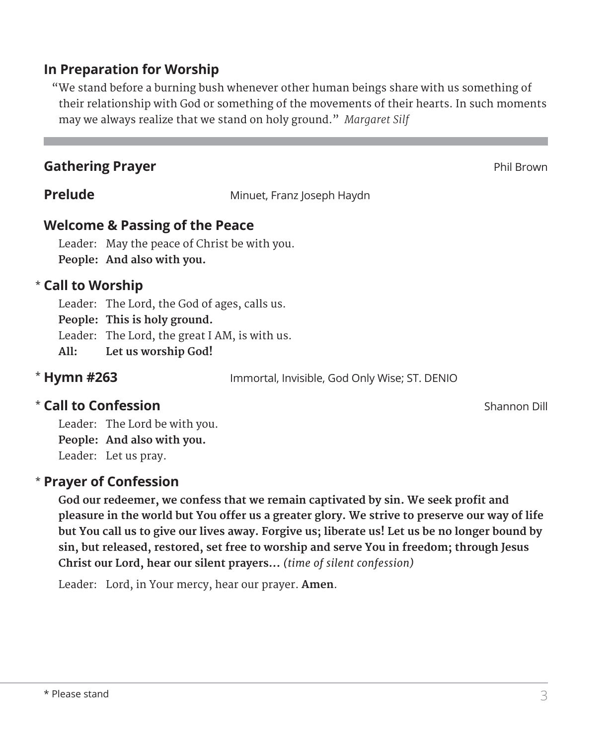## In Preparation for Worship

"We stand before a burning bush whenever other human beings share with us something of their relationship with God or something of the movements of their hearts. In such moments may we always realize that we stand on holy ground." *Margaret Silf*

---

## Gathering Prayer — Phil Brown

**Prelude** — Minuet, Franz Joseph Haydn

## Welcome & Passing of the Peace

Leader: May the peace of Christ be with you.
**People: And also with you.**

## * Call to Worship

Leader: The Lord, the God of ages, calls us.
**People: This is holy ground.**
Leader: The Lord, the great I AM, is with us.
**All: Let us worship God!**

## * Hymn #263 — Immortal, Invisible, God Only Wise; ST. DENIO

## * Call to Confession — Shannon Dill

Leader: The Lord be with you.
**People: And also with you.**
Leader: Let us pray.

## * Prayer of Confession

**God our redeemer, we confess that we remain captivated by sin. We seek profit and pleasure in the world but You offer us a greater glory. We strive to preserve our way of life but You call us to give our lives away. Forgive us; liberate us! Let us be no longer bound by sin, but released, restored, set free to worship and serve You in freedom; through Jesus Christ our Lord, hear our silent prayers...** *(time of silent confession)*

Leader: Lord, in Your mercy, hear our prayer. **Amen**.

---

* Please stand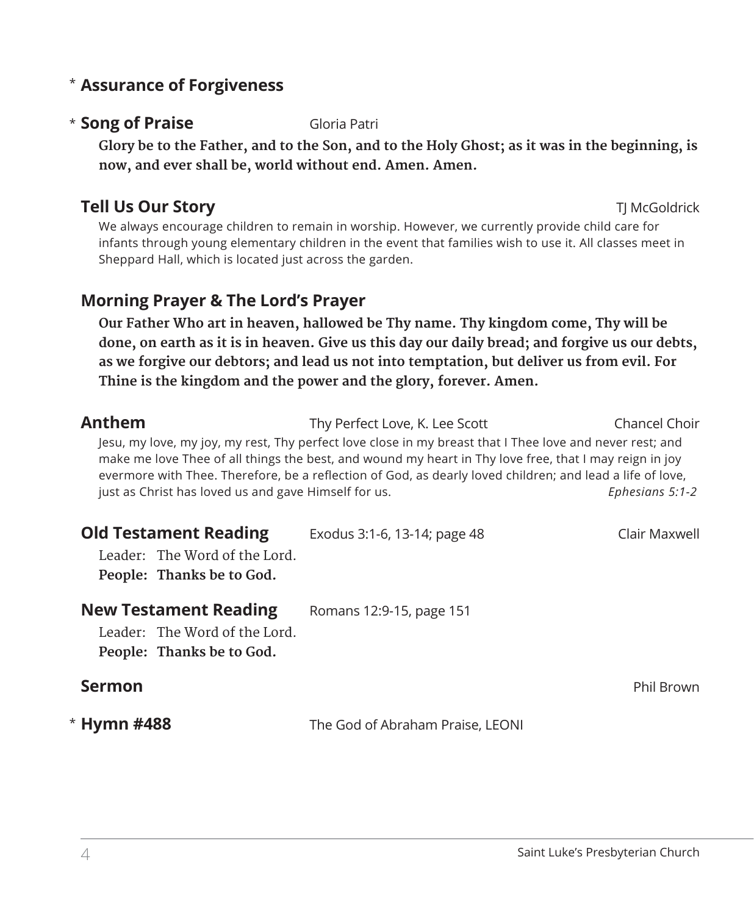**\* Assurance of Forgiveness**

**\* Song of Praise** Gloria Patri

**Glory be to the Father, and to the Son, and to the Holy Ghost; as it was in the beginning, is now, and ever shall be, world without end. Amen. Amen.**

**Tell Us Our Story** TJ McGoldrick

We always encourage children to remain in worship. However, we currently provide child care for infants through young elementary children in the event that families wish to use it. All classes meet in Sheppard Hall, which is located just across the garden.

**Morning Prayer & The Lord's Prayer**

**Our Father Who art in heaven, hallowed be Thy name. Thy kingdom come, Thy will be done, on earth as it is in heaven. Give us this day our daily bread; and forgive us our debts, as we forgive our debtors; and lead us not into temptation, but deliver us from evil. For Thine is the kingdom and the power and the glory, forever. Amen.**

**Anthem** Thy Perfect Love, K. Lee Scott Chancel Choir

Jesu, my love, my joy, my rest, Thy perfect love close in my breast that I Thee love and never rest; and make me love Thee of all things the best, and wound my heart in Thy love free, that I may reign in joy evermore with Thee. Therefore, be a reflection of God, as dearly loved children; and lead a life of love, just as Christ has loved us and gave Himself for us. *Ephesians 5:1-2*

**Old Testament Reading** Exodus 3:1-6, 13-14; page 48 Clair Maxwell

Leader: The Word of the Lord.
**People: Thanks be to God.**

**New Testament Reading** Romans 12:9-15, page 151

Leader: The Word of the Lord.
**People: Thanks be to God.**

**Sermon** Phil Brown

**\* Hymn #488** The God of Abraham Praise, LEONI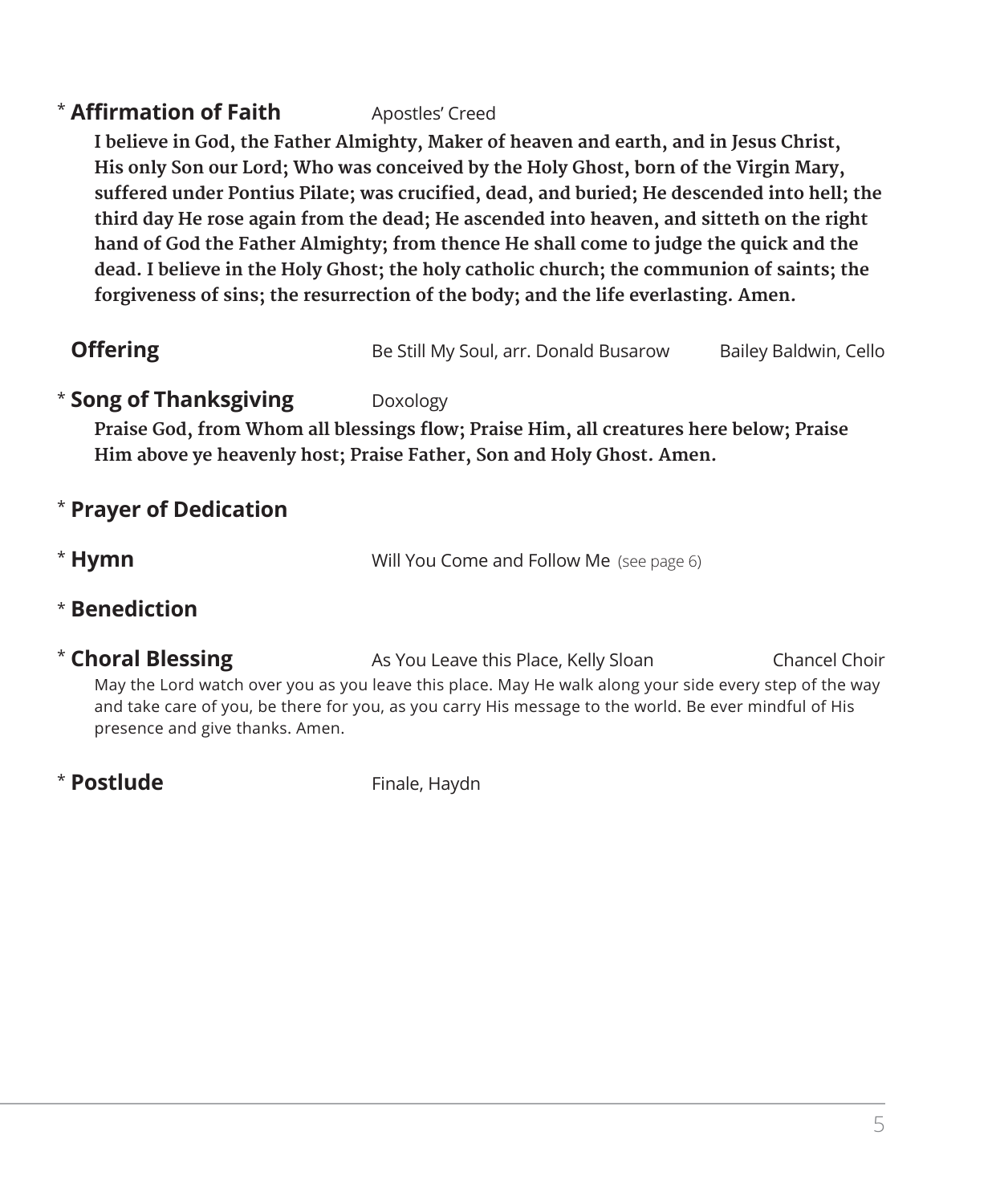\* **Affirmation of Faith** Apostles' Creed

**I believe in God, the Father Almighty, Maker of heaven and earth, and in Jesus Christ, His only Son our Lord; Who was conceived by the Holy Ghost, born of the Virgin Mary, suffered under Pontius Pilate; was crucified, dead, and buried; He descended into hell; the third day He rose again from the dead; He ascended into heaven, and sitteth on the right hand of God the Father Almighty; from thence He shall come to judge the quick and the dead. I believe in the Holy Ghost; the holy catholic church; the communion of saints; the forgiveness of sins; the resurrection of the body; and the life everlasting. Amen.**

**Offering** Be Still My Soul, arr. Donald Busarow Bailey Baldwin, Cello

\* **Song of Thanksgiving** Doxology

**Praise God, from Whom all blessings flow; Praise Him, all creatures here below; Praise Him above ye heavenly host; Praise Father, Son and Holy Ghost. Amen.**

\* **Prayer of Dedication**

\* **Hymn** Will You Come and Follow Me (see page 6)

\* **Benediction**

\* **Choral Blessing** As You Leave this Place, Kelly Sloan Chancel Choir

May the Lord watch over you as you leave this place. May He walk along your side every step of the way and take care of you, be there for you, as you carry His message to the world. Be ever mindful of His presence and give thanks. Amen.

\* **Postlude** Finale, Haydn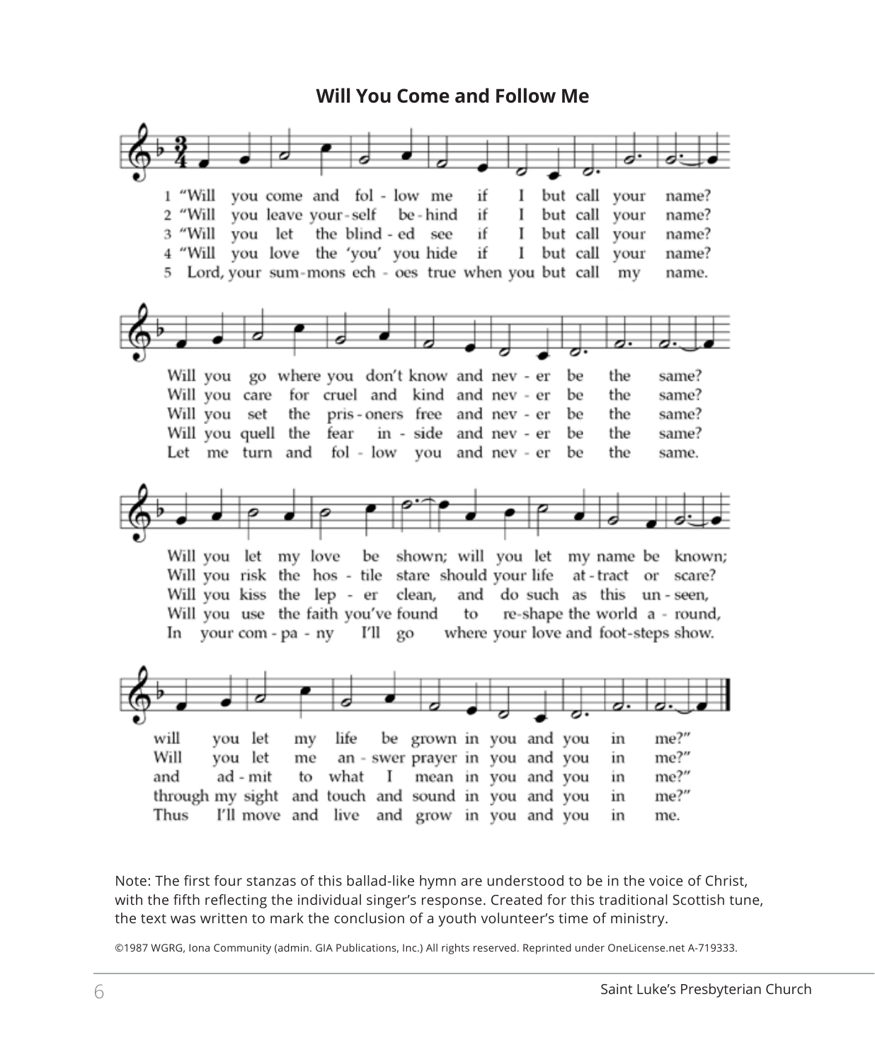## Will You Come and Follow Me

1 "Will you come and fol - low me if I but call your name?
2 "Will you leave your-self be-hind if I but call your name?
3 "Will you let the blind - ed see if I but call your name?
4 "Will you love the 'you' you hide if I but call your name?
5 Lord, your sum-mons ech - oes true when you but call my name.

Will you go where you don't know and nev - er be the same?
Will you care for cruel and kind and nev - er be the same?
Will you set the pris-oners free and nev - er be the same?
Will you quell the fear in - side and nev - er be the same?
Let me turn and fol - low you and nev - er be the same.

Will you let my love be shown; will you let my name be known;
Will you risk the hos - tile stare should your life at-tract or scare?
Will you kiss the lep - er clean, and do such as this un-seen,
Will you use the faith you've found to re-shape the world a - round,
In your com - pa - ny I'll go where your love and foot-steps show.

will you let my life be grown in you and you in me?"
Will you let me an - swer prayer in you and you in me?"
and ad - mit to what I mean in you and you in me?"
through my sight and touch and sound in you and you in me?"
Thus I'll move and live and grow in you and you in me.

Note: The first four stanzas of this ballad-like hymn are understood to be in the voice of Christ, with the fifth reflecting the individual singer's response. Created for this traditional Scottish tune, the text was written to mark the conclusion of a youth volunteer's time of ministry.

©1987 WGRG, Iona Community (admin. GIA Publications, Inc.) All rights reserved. Reprinted under OneLicense.net A-719333.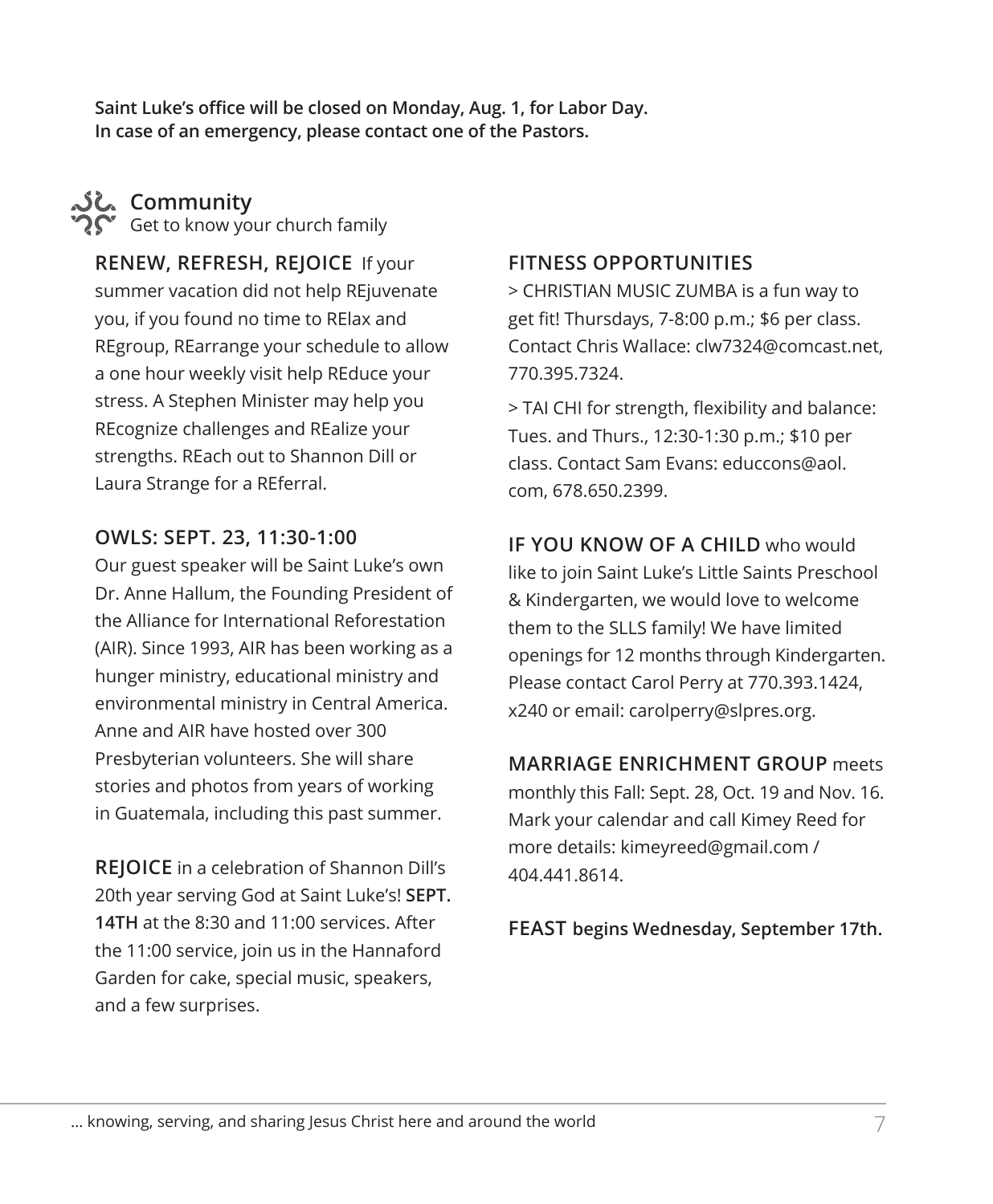**Saint Luke's office will be closed on Monday, Aug. 1, for Labor Day. In case of an emergency, please contact one of the Pastors.**

## Community

Get to know your church family

**RENEW, REFRESH, REJOICE** If your summer vacation did not help REjuvenate you, if you found no time to RElax and REgroup, REarrange your schedule to allow a one hour weekly visit help REduce your stress. A Stephen Minister may help you REcognize challenges and REalize your strengths. REach out to Shannon Dill or Laura Strange for a REferral.

**OWLS: SEPT. 23, 11:30-1:00**

Our guest speaker will be Saint Luke's own Dr. Anne Hallum, the Founding President of the Alliance for International Reforestation (AIR). Since 1993, AIR has been working as a hunger ministry, educational ministry and environmental ministry in Central America. Anne and AIR have hosted over 300 Presbyterian volunteers. She will share stories and photos from years of working in Guatemala, including this past summer.

**REJOICE** in a celebration of Shannon Dill's 20th year serving God at Saint Luke's! **SEPT. 14TH** at the 8:30 and 11:00 services. After the 11:00 service, join us in the Hannaford Garden for cake, special music, speakers, and a few surprises.

**FITNESS OPPORTUNITIES**

> CHRISTIAN MUSIC ZUMBA is a fun way to get fit! Thursdays, 7-8:00 p.m.; $6 per class. Contact Chris Wallace: clw7324@comcast.net, 770.395.7324.

> TAI CHI for strength, flexibility and balance: Tues. and Thurs., 12:30-1:30 p.m.; $10 per class. Contact Sam Evans: educcons@aol.com, 678.650.2399.

**IF YOU KNOW OF A CHILD** who would like to join Saint Luke's Little Saints Preschool & Kindergarten, we would love to welcome them to the SLLS family! We have limited openings for 12 months through Kindergarten. Please contact Carol Perry at 770.393.1424, x240 or email: carolperry@slpres.org.

**MARRIAGE ENRICHMENT GROUP** meets monthly this Fall: Sept. 28, Oct. 19 and Nov. 16. Mark your calendar and call Kimey Reed for more details: kimeyreed@gmail.com / 404.441.8614.

**FEAST begins Wednesday, September 17th.**

... knowing, serving, and sharing Jesus Christ here and around the world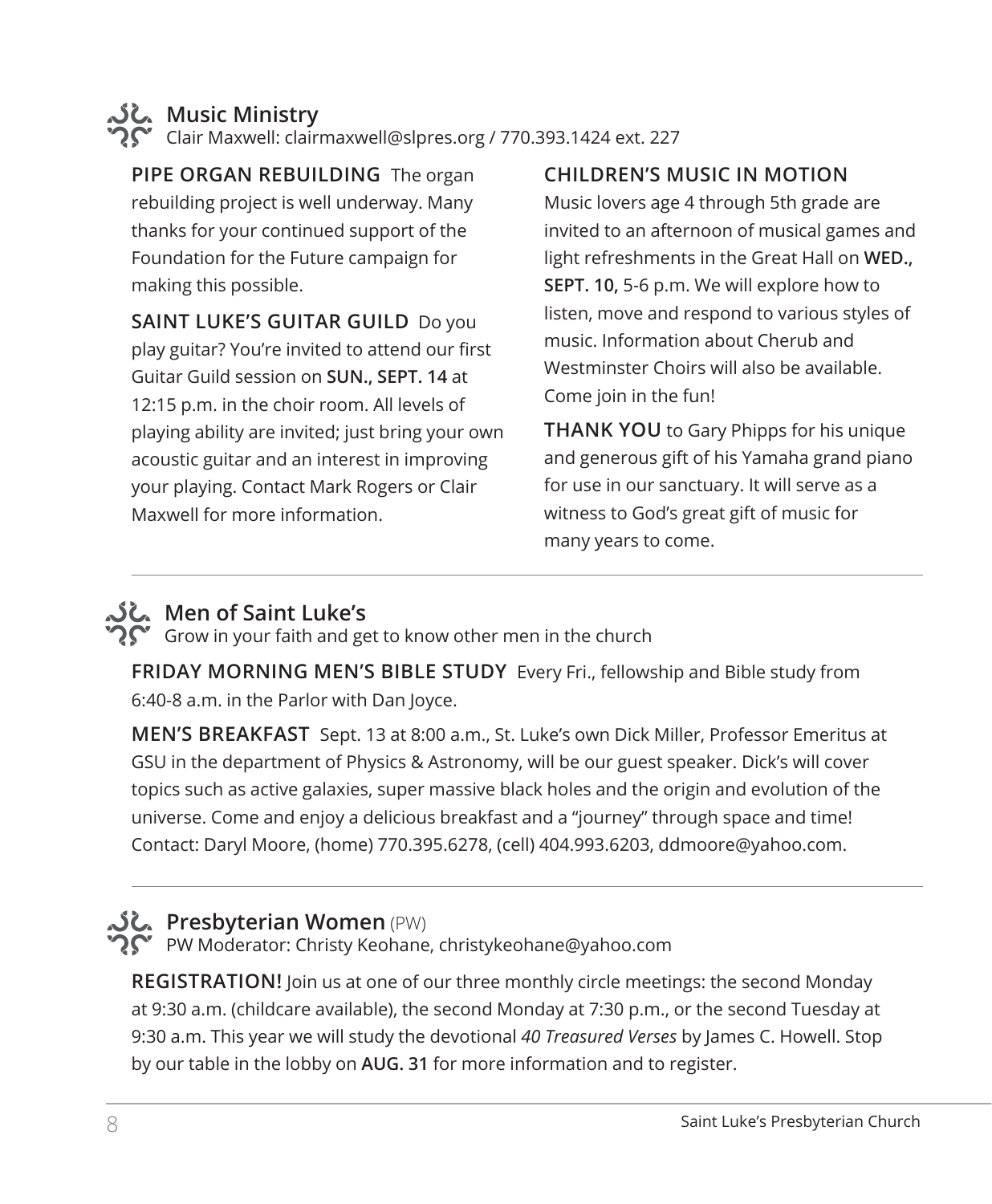## Music Ministry

Clair Maxwell: clairmaxwell@slpres.org / 770.393.1424 ext. 227

**PIPE ORGAN REBUILDING** The organ rebuilding project is well underway. Many thanks for your continued support of the Foundation for the Future campaign for making this possible.

**SAINT LUKE'S GUITAR GUILD** Do you play guitar? You're invited to attend our first Guitar Guild session on **SUN., SEPT. 14** at 12:15 p.m. in the choir room. All levels of playing ability are invited; just bring your own acoustic guitar and an interest in improving your playing. Contact Mark Rogers or Clair Maxwell for more information.

**CHILDREN'S MUSIC IN MOTION**

Music lovers age 4 through 5th grade are invited to an afternoon of musical games and light refreshments in the Great Hall on **WED., SEPT. 10,** 5-6 p.m. We will explore how to listen, move and respond to various styles of music. Information about Cherub and Westminster Choirs will also be available. Come join in the fun!

**THANK YOU** to Gary Phipps for his unique and generous gift of his Yamaha grand piano for use in our sanctuary. It will serve as a witness to God's great gift of music for many years to come.

## Men of Saint Luke's

Grow in your faith and get to know other men in the church

**FRIDAY MORNING MEN'S BIBLE STUDY** Every Fri., fellowship and Bible study from 6:40-8 a.m. in the Parlor with Dan Joyce.

**MEN'S BREAKFAST** Sept. 13 at 8:00 a.m., St. Luke's own Dick Miller, Professor Emeritus at GSU in the department of Physics & Astronomy, will be our guest speaker. Dick's will cover topics such as active galaxies, super massive black holes and the origin and evolution of the universe. Come and enjoy a delicious breakfast and a "journey" through space and time! Contact: Daryl Moore, (home) 770.395.6278, (cell) 404.993.6203, ddmoore@yahoo.com.

## Presbyterian Women (PW)

PW Moderator: Christy Keohane, christykeohane@yahoo.com

**REGISTRATION!** Join us at one of our three monthly circle meetings: the second Monday at 9:30 a.m. (childcare available), the second Monday at 7:30 p.m., or the second Tuesday at 9:30 a.m. This year we will study the devotional *40 Treasured Verses* by James C. Howell. Stop by our table in the lobby on **AUG. 31** for more information and to register.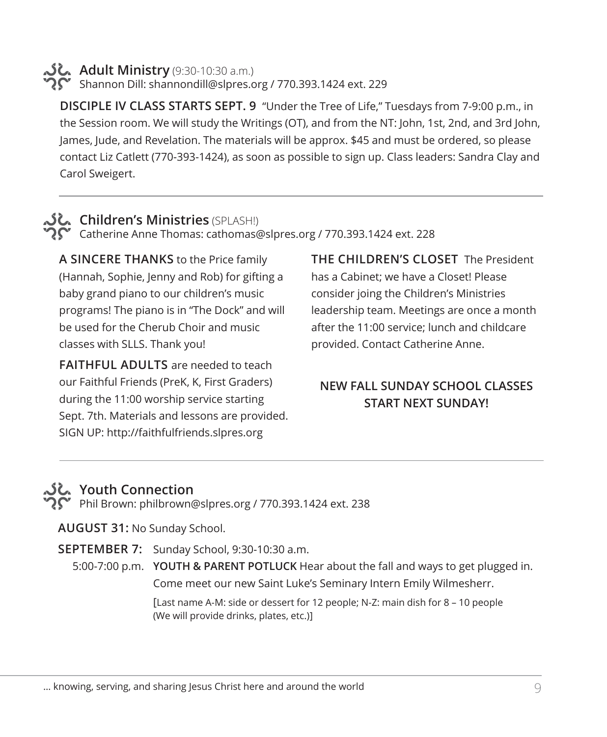## Adult Ministry (9:30-10:30 a.m.)

Shannon Dill: shannondill@slpres.org / 770.393.1424 ext. 229

**DISCIPLE IV CLASS STARTS SEPT. 9** "Under the Tree of Life," Tuesdays from 7-9:00 p.m., in the Session room. We will study the Writings (OT), and from the NT: John, 1st, 2nd, and 3rd John, James, Jude, and Revelation. The materials will be approx. $45 and must be ordered, so please contact Liz Catlett (770-393-1424), as soon as possible to sign up. Class leaders: Sandra Clay and Carol Sweigert.

---

## Children's Ministries (SPLASH!)

Catherine Anne Thomas: cathomas@slpres.org / 770.393.1424 ext. 228

**A SINCERE THANKS** to the Price family (Hannah, Sophie, Jenny and Rob) for gifting a baby grand piano to our children's music programs! The piano is in "The Dock" and will be used for the Cherub Choir and music classes with SLLS. Thank you!

**FAITHFUL ADULTS** are needed to teach our Faithful Friends (PreK, K, First Graders) during the 11:00 worship service starting Sept. 7th. Materials and lessons are provided. SIGN UP: http://faithfulfriends.slpres.org

**THE CHILDREN'S CLOSET** The President has a Cabinet; we have a Closet! Please consider joing the Children's Ministries leadership team. Meetings are once a month after the 11:00 service; lunch and childcare provided. Contact Catherine Anne.

**NEW FALL SUNDAY SCHOOL CLASSES START NEXT SUNDAY!**

---

## Youth Connection

Phil Brown: philbrown@slpres.org / 770.393.1424 ext. 238

**AUGUST 31:** No Sunday School.

**SEPTEMBER 7:** Sunday School, 9:30-10:30 a.m.

5:00-7:00 p.m. **YOUTH & PARENT POTLUCK** Hear about the fall and ways to get plugged in. Come meet our new Saint Luke's Seminary Intern Emily Wilmesherr.

[Last name A-M: side or dessert for 12 people; N-Z: main dish for 8 – 10 people (We will provide drinks, plates, etc.)]

… knowing, serving, and sharing Jesus Christ here and around the world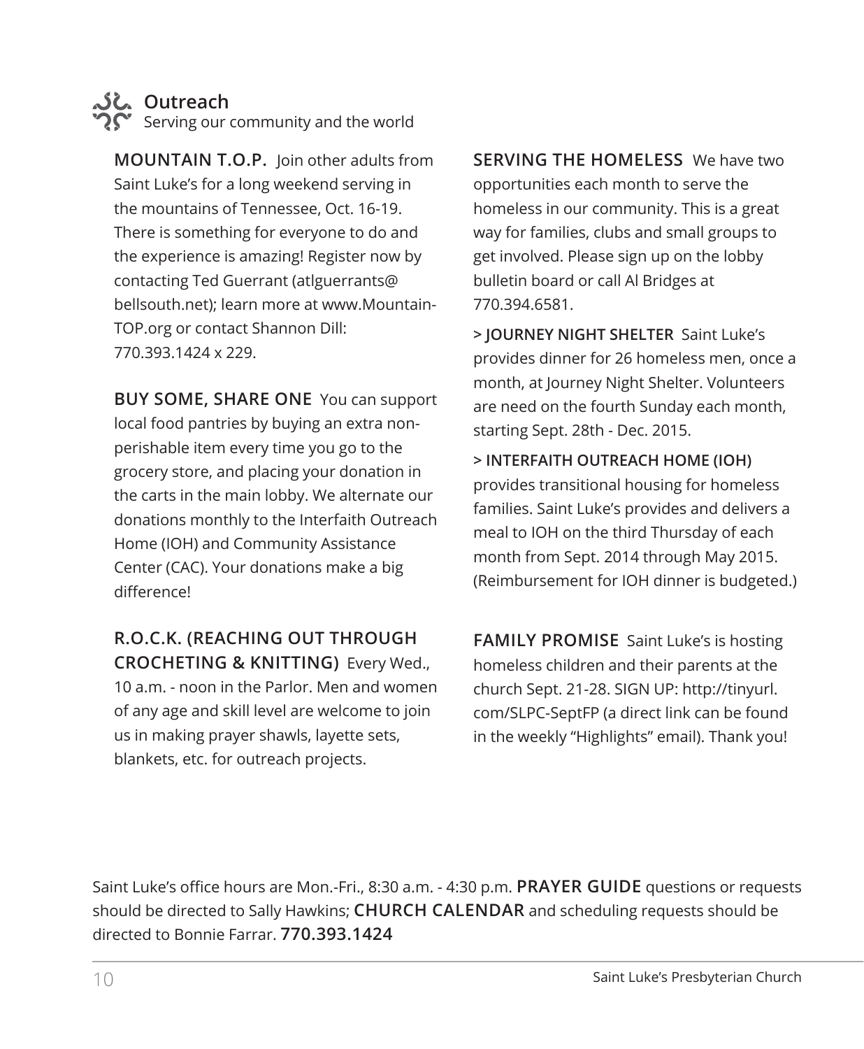## Outreach

Serving our community and the world

**MOUNTAIN T.O.P.** Join other adults from Saint Luke's for a long weekend serving in the mountains of Tennessee, Oct. 16-19. There is something for everyone to do and the experience is amazing! Register now by contacting Ted Guerrant (atlguerrants@bellsouth.net); learn more at www.Mountain-TOP.org or contact Shannon Dill: 770.393.1424 x 229.

**BUY SOME, SHARE ONE** You can support local food pantries by buying an extra non-perishable item every time you go to the grocery store, and placing your donation in the carts in the main lobby. We alternate our donations monthly to the Interfaith Outreach Home (IOH) and Community Assistance Center (CAC). Your donations make a big difference!

**R.O.C.K. (REACHING OUT THROUGH CROCHETING & KNITTING)** Every Wed., 10 a.m. - noon in the Parlor. Men and women of any age and skill level are welcome to join us in making prayer shawls, layette sets, blankets, etc. for outreach projects.

**SERVING THE HOMELESS** We have two opportunities each month to serve the homeless in our community. This is a great way for families, clubs and small groups to get involved. Please sign up on the lobby bulletin board or call Al Bridges at 770.394.6581.

**> JOURNEY NIGHT SHELTER** Saint Luke's provides dinner for 26 homeless men, once a month, at Journey Night Shelter. Volunteers are need on the fourth Sunday each month, starting Sept. 28th - Dec. 2015.

**> INTERFAITH OUTREACH HOME (IOH)** provides transitional housing for homeless families. Saint Luke's provides and delivers a meal to IOH on the third Thursday of each month from Sept. 2014 through May 2015. (Reimbursement for IOH dinner is budgeted.)

**FAMILY PROMISE** Saint Luke's is hosting homeless children and their parents at the church Sept. 21-28. SIGN UP: http://tinyurl.com/SLPC-SeptFP (a direct link can be found in the weekly "Highlights" email). Thank you!

Saint Luke's office hours are Mon.-Fri., 8:30 a.m. - 4:30 p.m. **PRAYER GUIDE** questions or requests should be directed to Sally Hawkins; **CHURCH CALENDAR** and scheduling requests should be directed to Bonnie Farrar. **770.393.1424**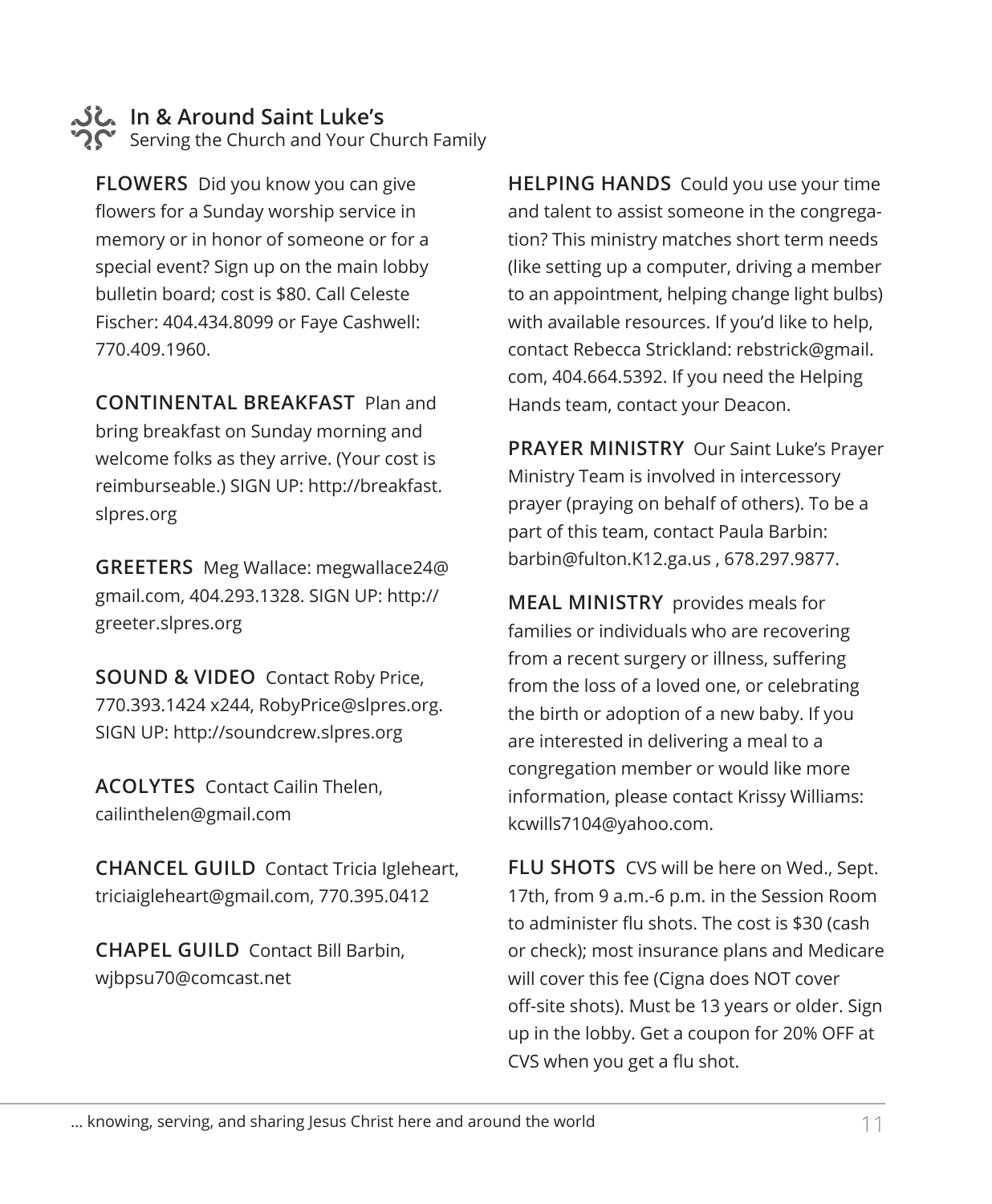## In & Around Saint Luke's

Serving the Church and Your Church Family

**FLOWERS** Did you know you can give flowers for a Sunday worship service in memory or in honor of someone or for a special event? Sign up on the main lobby bulletin board; cost is $80. Call Celeste Fischer: 404.434.8099 or Faye Cashwell: 770.409.1960.

**CONTINENTAL BREAKFAST** Plan and bring breakfast on Sunday morning and welcome folks as they arrive. (Your cost is reimburseable.) SIGN UP: http://breakfast.slpres.org

**GREETERS** Meg Wallace: megwallace24@gmail.com, 404.293.1328. SIGN UP: http://greeter.slpres.org

**SOUND & VIDEO** Contact Roby Price, 770.393.1424 x244, RobyPrice@slpres.org. SIGN UP: http://soundcrew.slpres.org

**ACOLYTES** Contact Cailin Thelen, cailinthelen@gmail.com

**CHANCEL GUILD** Contact Tricia Igleheart, triciaigleheart@gmail.com, 770.395.0412

**CHAPEL GUILD** Contact Bill Barbin, wjbpsu70@comcast.net

**HELPING HANDS** Could you use your time and talent to assist someone in the congregation? This ministry matches short term needs (like setting up a computer, driving a member to an appointment, helping change light bulbs) with available resources. If you'd like to help, contact Rebecca Strickland: rebstrick@gmail.com, 404.664.5392. If you need the Helping Hands team, contact your Deacon.

**PRAYER MINISTRY** Our Saint Luke's Prayer Ministry Team is involved in intercessory prayer (praying on behalf of others). To be a part of this team, contact Paula Barbin: barbin@fulton.K12.ga.us , 678.297.9877.

**MEAL MINISTRY** provides meals for families or individuals who are recovering from a recent surgery or illness, suffering from the loss of a loved one, or celebrating the birth or adoption of a new baby. If you are interested in delivering a meal to a congregation member or would like more information, please contact Krissy Williams: kcwills7104@yahoo.com.

**FLU SHOTS** CVS will be here on Wed., Sept. 17th, from 9 a.m.-6 p.m. in the Session Room to administer flu shots. The cost is $30 (cash or check); most insurance plans and Medicare will cover this fee (Cigna does NOT cover off-site shots). Must be 13 years or older. Sign up in the lobby. Get a coupon for 20% OFF at CVS when you get a flu shot.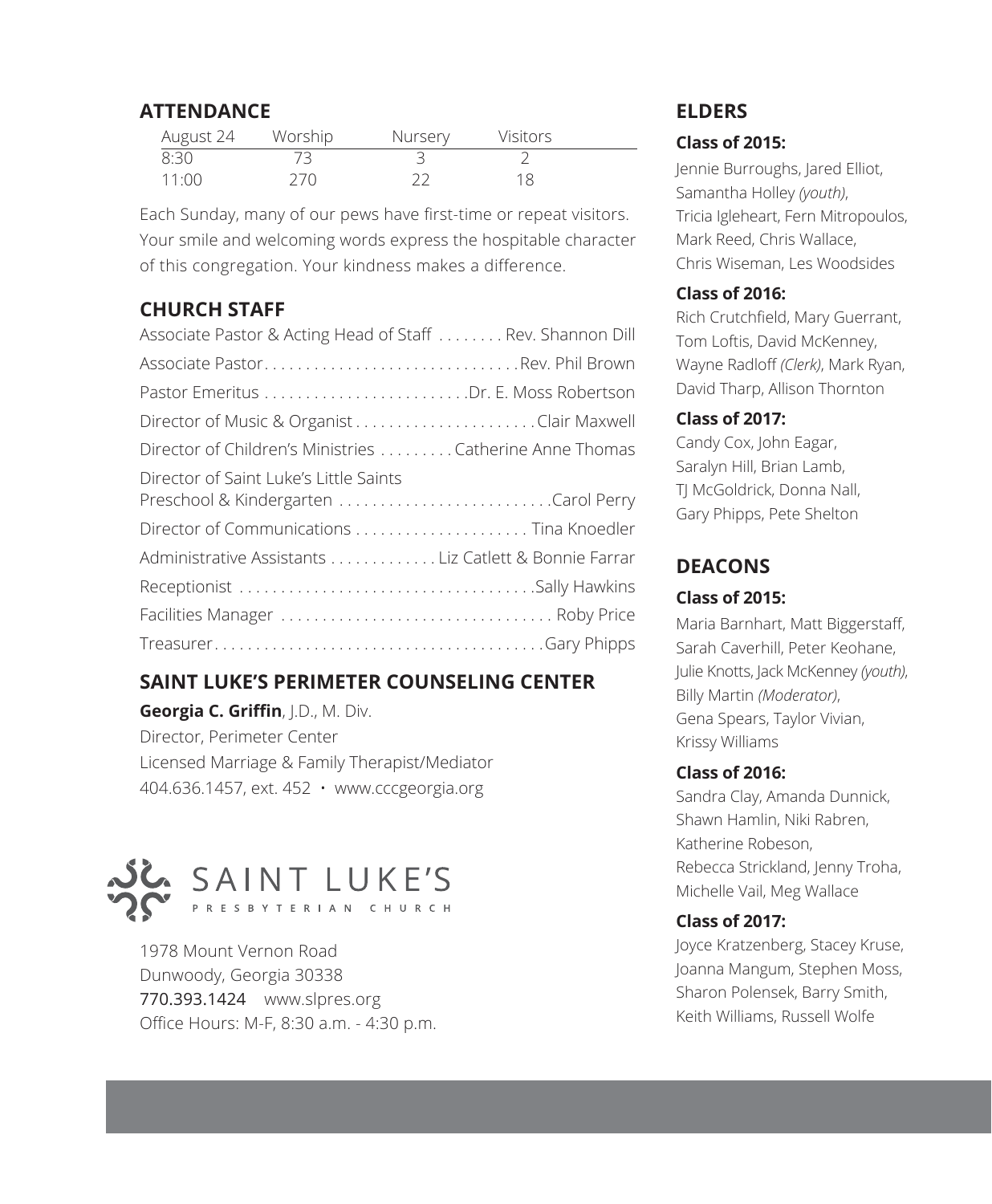## ATTENDANCE

| August 24 | Worship | Nursery | Visitors |
|---|---|---|---|
| 8:30 | 73 | 3 | 2 |
| 11:00 | 270 | 22 | 18 |

Each Sunday, many of our pews have first-time or repeat visitors. Your smile and welcoming words express the hospitable character of this congregation. Your kindness makes a difference.

## CHURCH STAFF

Associate Pastor & Acting Head of Staff . . . . . . . . Rev. Shannon Dill
Associate Pastor . . . . . . . . . . . . . . . . . . . . . . . . . . . . . . Rev. Phil Brown
Pastor Emeritus . . . . . . . . . . . . . . . . . . . . . . . . . Dr. E. Moss Robertson
Director of Music & Organist . . . . . . . . . . . . . . . . . . . . . . Clair Maxwell
Director of Children's Ministries . . . . . . . . . Catherine Anne Thomas
Director of Saint Luke's Little Saints Preschool & Kindergarten . . . . . . . . . . . . . . . . . . . . . . . . . Carol Perry
Director of Communications . . . . . . . . . . . . . . . . . . . . . Tina Knoedler
Administrative Assistants . . . . . . . . . . . . . Liz Catlett & Bonnie Farrar
Receptionist . . . . . . . . . . . . . . . . . . . . . . . . . . . . . . . . . . . Sally Hawkins
Facilities Manager . . . . . . . . . . . . . . . . . . . . . . . . . . . . . . . . Roby Price
Treasurer . . . . . . . . . . . . . . . . . . . . . . . . . . . . . . . . . . . . . . . Gary Phipps

## SAINT LUKE'S PERIMETER COUNSELING CENTER

**Georgia C. Griffin**, J.D., M. Div.
Director, Perimeter Center
Licensed Marriage & Family Therapist/Mediator
404.636.1457, ext. 452 • www.cccgeorgia.org

SAINT LUKE'S
PRESBYTERIAN CHURCH

1978 Mount Vernon Road
Dunwoody, Georgia 30338
770.393.1424 www.slpres.org
Office Hours: M-F, 8:30 a.m. - 4:30 p.m.

## ELDERS

### Class of 2015:

Jennie Burroughs, Jared Elliot, Samantha Holley *(youth)*, Tricia Igleheart, Fern Mitropoulos, Mark Reed, Chris Wallace, Chris Wiseman, Les Woodsides

### Class of 2016:

Rich Crutchfield, Mary Guerrant, Tom Loftis, David McKenney, Wayne Radloff *(Clerk)*, Mark Ryan, David Tharp, Allison Thornton

### Class of 2017:

Candy Cox, John Eagar, Saralyn Hill, Brian Lamb, TJ McGoldrick, Donna Nall, Gary Phipps, Pete Shelton

## DEACONS

### Class of 2015:

Maria Barnhart, Matt Biggerstaff, Sarah Caverhill, Peter Keohane, Julie Knotts, Jack McKenney *(youth)*, Billy Martin *(Moderator)*, Gena Spears, Taylor Vivian, Krissy Williams

### Class of 2016:

Sandra Clay, Amanda Dunnick, Shawn Hamlin, Niki Rabren, Katherine Robeson, Rebecca Strickland, Jenny Troha, Michelle Vail, Meg Wallace

### Class of 2017:

Joyce Kratzenberg, Stacey Kruse, Joanna Mangum, Stephen Moss, Sharon Polensek, Barry Smith, Keith Williams, Russell Wolfe